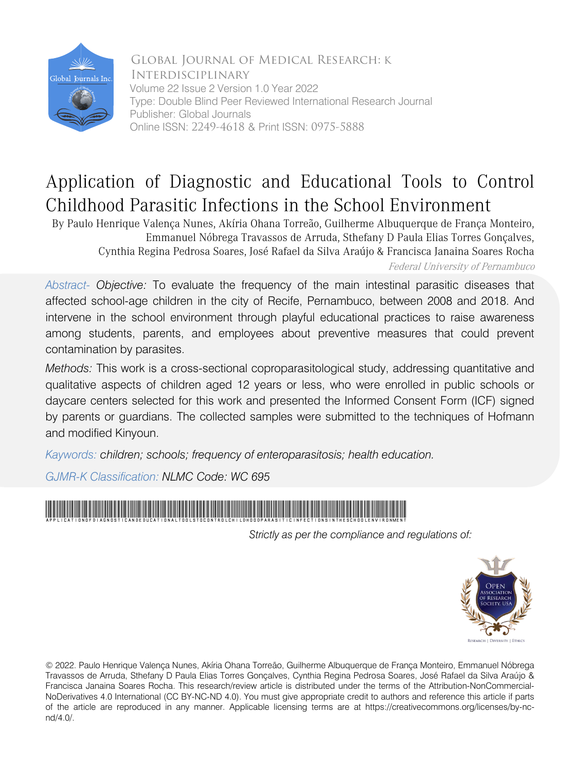Global Journal of Medical Research: K Interdisciplinary
Volume 22 Issue 2 Version 1.0 Year 2022
Type: Double Blind Peer Reviewed International Research Journal
Publisher: Global Journals
Online ISSN: 2249-4618 & Print ISSN: 0975-5888

# Application of Diagnostic and Educational Tools to Control Childhood Parasitic Infections in the School Environment

By Paulo Henrique Valença Nunes, Akíria Ohana Torreão, Guilherme Albuquerque de França Monteiro, Emmanuel Nóbrega Travassos de Arruda, Sthefany D Paula Elias Torres Gonçalves, Cynthia Regina Pedrosa Soares, José Rafael da Silva Araújo & Francisca Janaina Soares Rocha

*Federal University of Pernambuco*

*Abstract- Objective:* To evaluate the frequency of the main intestinal parasitic diseases that affected school-age children in the city of Recife, Pernambuco, between 2008 and 2018. And intervene in the school environment through playful educational practices to raise awareness among students, parents, and employees about preventive measures that could prevent contamination by parasites.

*Methods:* This work is a cross-sectional coproparasitological study, addressing quantitative and qualitative aspects of children aged 12 years or less, who were enrolled in public schools or daycare centers selected for this work and presented the Informed Consent Form (ICF) signed by parents or guardians. The collected samples were submitted to the techniques of Hofmann and modified Kinyoun.

*Kaywords: children; schools; frequency of enteroparasitosis; health education.*

*GJMR-K Classification: NLMC Code: WC 695*

*Strictly as per the compliance and regulations of:*

© 2022. Paulo Henrique Valença Nunes, Akíria Ohana Torreão, Guilherme Albuquerque de França Monteiro, Emmanuel Nóbrega Travassos de Arruda, Sthefany D Paula Elias Torres Gonçalves, Cynthia Regina Pedrosa Soares, José Rafael da Silva Araújo & Francisca Janaina Soares Rocha. This research/review article is distributed under the terms of the Attribution-NonCommercial-NoDerivatives 4.0 International (CC BY-NC-ND 4.0). You must give appropriate credit to authors and reference this article if parts of the article are reproduced in any manner. Applicable licensing terms are at https://creativecommons.org/licenses/by-nc-nd/4.0/.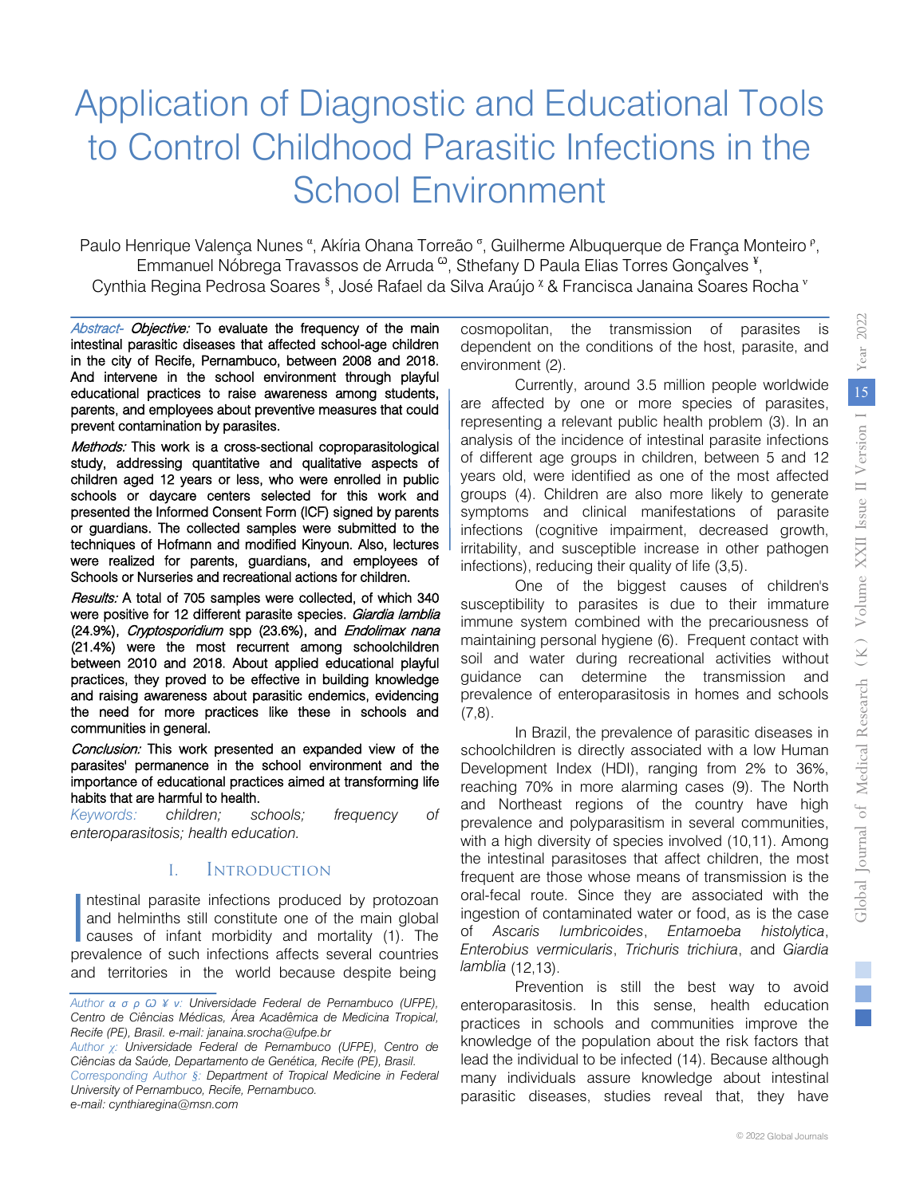# Application of Diagnostic and Educational Tools to Control Childhood Parasitic Infections in the School Environment

Paulo Henrique Valença Nunes [α], Akíria Ohana Torreão [σ], Guilherme Albuquerque de França Monteiro [ρ], Emmanuel Nóbrega Travassos de Arruda [Ѡ], Sthefany D Paula Elias Torres Gonçalves [¥], Cynthia Regina Pedrosa Soares [§], José Rafael da Silva Araújo [χ] & Francisca Janaina Soares Rocha [v]

*Abstract- Objective:* To evaluate the frequency of the main intestinal parasitic diseases that affected school-age children in the city of Recife, Pernambuco, between 2008 and 2018. And intervene in the school environment through playful educational practices to raise awareness among students, parents, and employees about preventive measures that could prevent contamination by parasites.

*Methods:* This work is a cross-sectional coproparasitological study, addressing quantitative and qualitative aspects of children aged 12 years or less, who were enrolled in public schools or daycare centers selected for this work and presented the Informed Consent Form (ICF) signed by parents or guardians. The collected samples were submitted to the techniques of Hofmann and modified Kinyoun. Also, lectures were realized for parents, guardians, and employees of Schools or Nurseries and recreational actions for children.

*Results:* A total of 705 samples were collected, of which 340 were positive for 12 different parasite species. *Giardia lamblia* (24.9%), *Cryptosporidium* spp (23.6%), and *Endolimax nana* (21.4%) were the most recurrent among schoolchildren between 2010 and 2018. About applied educational playful practices, they proved to be effective in building knowledge and raising awareness about parasitic endemics, evidencing the need for more practices like these in schools and communities in general.

*Conclusion:* This work presented an expanded view of the parasites' permanence in the school environment and the importance of educational practices aimed at transforming life habits that are harmful to health.

*Keywords: children; schools; frequency of enteroparasitosis; health education.*

## I. Introduction

Intestinal parasite infections produced by protozoan and helminths still constitute one of the main global causes of infant morbidity and mortality (1). The prevalence of such infections affects several countries and territories in the world because despite being cosmopolitan, the transmission of parasites is dependent on the conditions of the host, parasite, and environment (2).

Currently, around 3.5 million people worldwide are affected by one or more species of parasites, representing a relevant public health problem (3). In an analysis of the incidence of intestinal parasite infections of different age groups in children, between 5 and 12 years old, were identified as one of the most affected groups (4). Children are also more likely to generate symptoms and clinical manifestations of parasite infections (cognitive impairment, decreased growth, irritability, and susceptible increase in other pathogen infections), reducing their quality of life (3,5).

One of the biggest causes of children's susceptibility to parasites is due to their immature immune system combined with the precariousness of maintaining personal hygiene (6). Frequent contact with soil and water during recreational activities without guidance can determine the transmission and prevalence of enteroparasitosis in homes and schools (7,8).

In Brazil, the prevalence of parasitic diseases in schoolchildren is directly associated with a low Human Development Index (HDI), ranging from 2% to 36%, reaching 70% in more alarming cases (9). The North and Northeast regions of the country have high prevalence and polyparasitism in several communities, with a high diversity of species involved (10,11). Among the intestinal parasitoses that affect children, the most frequent are those whose means of transmission is the oral-fecal route. Since they are associated with the ingestion of contaminated water or food, as is the case of *Ascaris lumbricoides*, *Entamoeba histolytica*, *Enterobius vermicularis*, *Trichuris trichiura*, and *Giardia lamblia* (12,13).

Prevention is still the best way to avoid enteroparasitosis. In this sense, health education practices in schools and communities improve the knowledge of the population about the risk factors that lead the individual to be infected (14). Because although many individuals assure knowledge about intestinal parasitic diseases, studies reveal that, they have

*Author α σ ρ Ѡ ¥ v: Universidade Federal de Pernambuco (UFPE), Centro de Ciências Médicas, Área Acadêmica de Medicina Tropical, Recife (PE), Brasil. e-mail: janaina.srocha@ufpe.br*

*Author χ: Universidade Federal de Pernambuco (UFPE), Centro de Ciências da Saúde, Departamento de Genética, Recife (PE), Brasil.*

*Corresponding Author §: Department of Tropical Medicine in Federal University of Pernambuco, Recife, Pernambuco. e-mail: cynthiaregina@msn.com*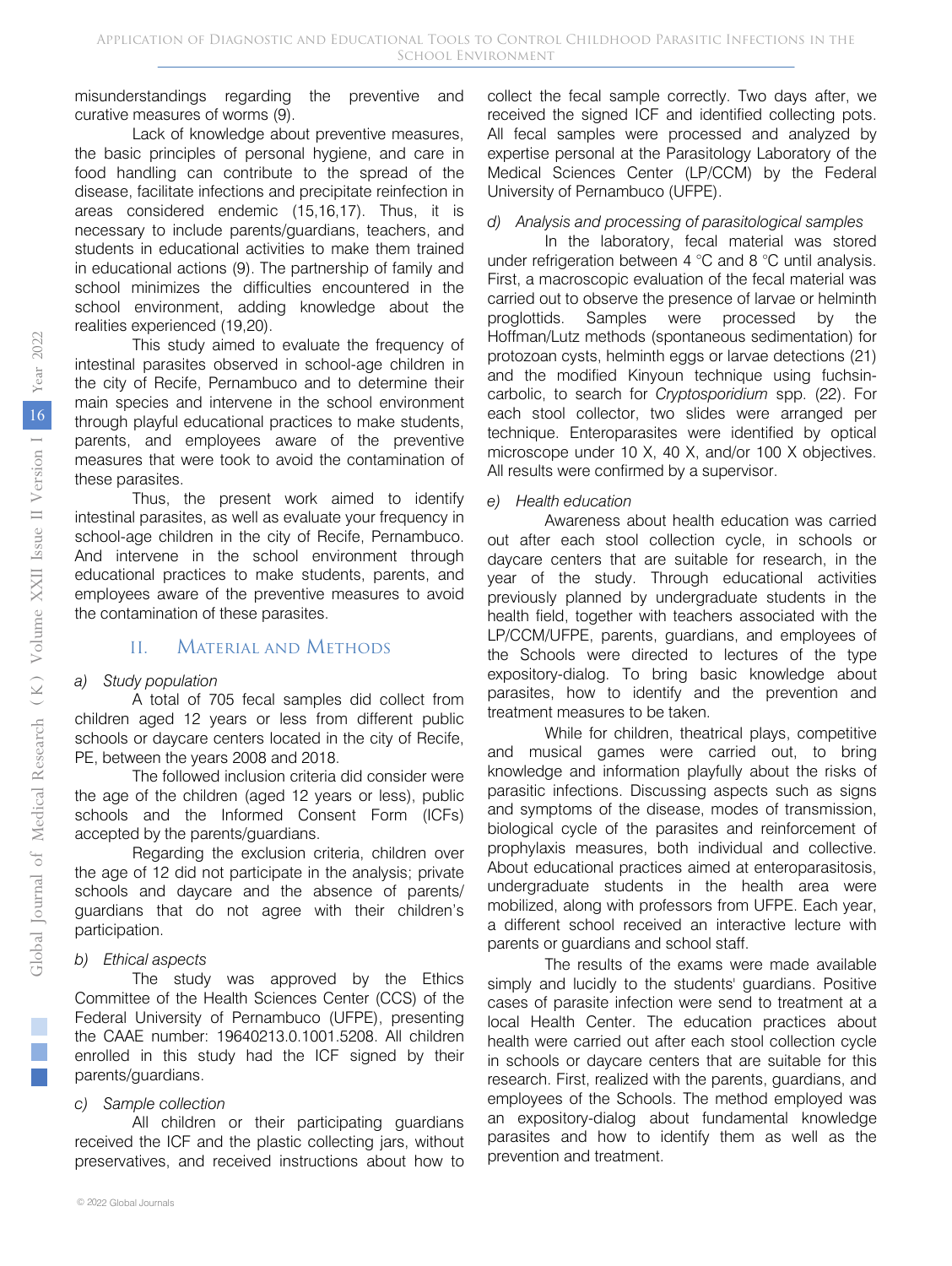misunderstandings regarding the preventive and curative measures of worms (9).

Lack of knowledge about preventive measures, the basic principles of personal hygiene, and care in food handling can contribute to the spread of the disease, facilitate infections and precipitate reinfection in areas considered endemic (15,16,17). Thus, it is necessary to include parents/guardians, teachers, and students in educational activities to make them trained in educational actions (9). The partnership of family and school minimizes the difficulties encountered in the school environment, adding knowledge about the realities experienced (19,20).

This study aimed to evaluate the frequency of intestinal parasites observed in school-age children in the city of Recife, Pernambuco and to determine their main species and intervene in the school environment through playful educational practices to make students, parents, and employees aware of the preventive measures that were took to avoid the contamination of these parasites.

Thus, the present work aimed to identify intestinal parasites, as well as evaluate your frequency in school-age children in the city of Recife, Pernambuco. And intervene in the school environment through educational practices to make students, parents, and employees aware of the preventive measures to avoid the contamination of these parasites.

## II. Material and Methods

*a) Study population*

A total of 705 fecal samples did collect from children aged 12 years or less from different public schools or daycare centers located in the city of Recife, PE, between the years 2008 and 2018.

The followed inclusion criteria did consider were the age of the children (aged 12 years or less), public schools and the Informed Consent Form (ICFs) accepted by the parents/guardians.

Regarding the exclusion criteria, children over the age of 12 did not participate in the analysis; private schools and daycare and the absence of parents/ guardians that do not agree with their children's participation.

*b) Ethical aspects*

The study was approved by the Ethics Committee of the Health Sciences Center (CCS) of the Federal University of Pernambuco (UFPE), presenting the CAAE number: 19640213.0.1001.5208. All children enrolled in this study had the ICF signed by their parents/guardians.

*c) Sample collection*

All children or their participating guardians received the ICF and the plastic collecting jars, without preservatives, and received instructions about how to collect the fecal sample correctly. Two days after, we received the signed ICF and identified collecting pots. All fecal samples were processed and analyzed by expertise personal at the Parasitology Laboratory of the Medical Sciences Center (LP/CCM) by the Federal University of Pernambuco (UFPE).

*d) Analysis and processing of parasitological samples*

In the laboratory, fecal material was stored under refrigeration between 4 °C and 8 °C until analysis. First, a macroscopic evaluation of the fecal material was carried out to observe the presence of larvae or helminth proglottids. Samples were processed by the Hoffman/Lutz methods (spontaneous sedimentation) for protozoan cysts, helminth eggs or larvae detections (21) and the modified Kinyoun technique using fuchsin-carbolic, to search for *Cryptosporidium* spp. (22). For each stool collector, two slides were arranged per technique. Enteroparasites were identified by optical microscope under 10 X, 40 X, and/or 100 X objectives. All results were confirmed by a supervisor.

*e) Health education*

Awareness about health education was carried out after each stool collection cycle, in schools or daycare centers that are suitable for research, in the year of the study. Through educational activities previously planned by undergraduate students in the health field, together with teachers associated with the LP/CCM/UFPE, parents, guardians, and employees of the Schools were directed to lectures of the type expository-dialog. To bring basic knowledge about parasites, how to identify and the prevention and treatment measures to be taken.

While for children, theatrical plays, competitive and musical games were carried out, to bring knowledge and information playfully about the risks of parasitic infections. Discussing aspects such as signs and symptoms of the disease, modes of transmission, biological cycle of the parasites and reinforcement of prophylaxis measures, both individual and collective. About educational practices aimed at enteroparasitosis, undergraduate students in the health area were mobilized, along with professors from UFPE. Each year, a different school received an interactive lecture with parents or guardians and school staff.

The results of the exams were made available simply and lucidly to the students' guardians. Positive cases of parasite infection were send to treatment at a local Health Center. The education practices about health were carried out after each stool collection cycle in schools or daycare centers that are suitable for this research. First, realized with the parents, guardians, and employees of the Schools. The method employed was an expository-dialog about fundamental knowledge parasites and how to identify them as well as the prevention and treatment.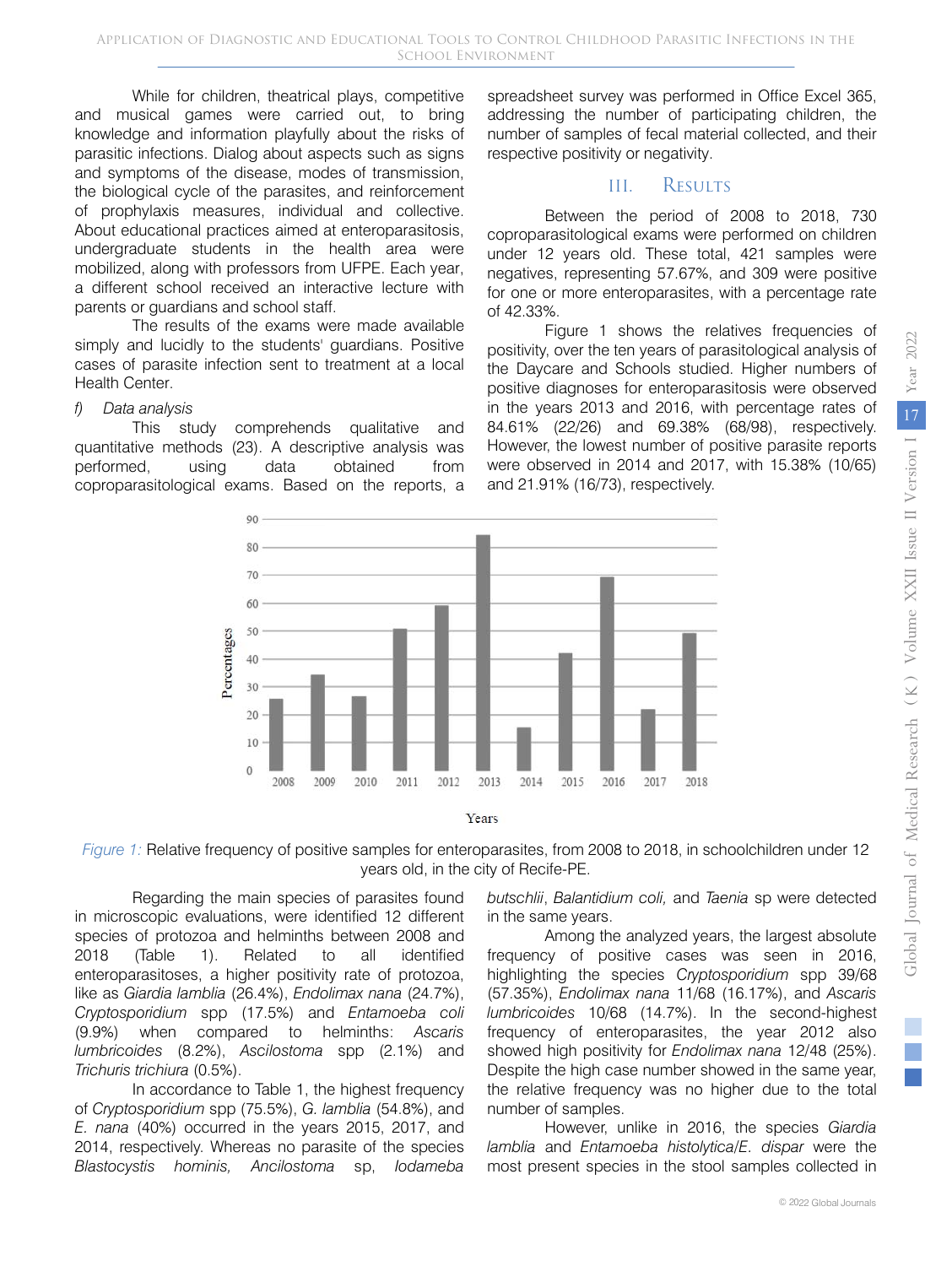While for children, theatrical plays, competitive and musical games were carried out, to bring knowledge and information playfully about the risks of parasitic infections. Dialog about aspects such as signs and symptoms of the disease, modes of transmission, the biological cycle of the parasites, and reinforcement of prophylaxis measures, individual and collective. About educational practices aimed at enteroparasitosis, undergraduate students in the health area were mobilized, along with professors from UFPE. Each year, a different school received an interactive lecture with parents or guardians and school staff.

The results of the exams were made available simply and lucidly to the students' guardians. Positive cases of parasite infection sent to treatment at a local Health Center.

*f) Data analysis*

This study comprehends qualitative and quantitative methods (23). A descriptive analysis was performed, using data obtained from coproparasitological exams. Based on the reports, a spreadsheet survey was performed in Office Excel 365, addressing the number of participating children, the number of samples of fecal material collected, and their respective positivity or negativity.

## III. Results

Between the period of 2008 to 2018, 730 coproparasitological exams were performed on children under 12 years old. These total, 421 samples were negatives, representing 57.67%, and 309 were positive for one or more enteroparasites, with a percentage rate of 42.33%.

Figure 1 shows the relatives frequencies of positivity, over the ten years of parasitological analysis of the Daycare and Schools studied. Higher numbers of positive diagnoses for enteroparasitosis were observed in the years 2013 and 2016, with percentage rates of 84.61% (22/26) and 69.38% (68/98), respectively. However, the lowest number of positive parasite reports were observed in 2014 and 2017, with 15.38% (10/65) and 21.91% (16/73), respectively.

*Figure 1:* Relative frequency of positive samples for enteroparasites, from 2008 to 2018, in schoolchildren under 12 years old, in the city of Recife-PE.

Regarding the main species of parasites found in microscopic evaluations, were identified 12 different species of protozoa and helminths between 2008 and 2018 (Table 1). Related to all identified enteroparasitoses, a higher positivity rate of protozoa, like as *Giardia lamblia* (26.4%), *Endolimax nana* (24.7%), *Cryptosporidium* spp (17.5%) and *Entamoeba coli* (9.9%) when compared to helminths: *Ascaris lumbricoides* (8.2%), *Ascilostoma* spp (2.1%) and *Trichuris trichiura* (0.5%).

In accordance to Table 1, the highest frequency of *Cryptosporidium* spp (75.5%), *G. lamblia* (54.8%), and *E. nana* (40%) occurred in the years 2015, 2017, and 2014, respectively. Whereas no parasite of the species *Blastocystis hominis, Ancilostoma* sp, *Iodameba butschlii*, *Balantidium coli,* and *Taenia* sp were detected in the same years.

Among the analyzed years, the largest absolute frequency of positive cases was seen in 2016, highlighting the species *Cryptosporidium* spp 39/68 (57.35%), *Endolimax nana* 11/68 (16.17%), and *Ascaris lumbricoides* 10/68 (14.7%). In the second-highest frequency of enteroparasites, the year 2012 also showed high positivity for *Endolimax nana* 12/48 (25%). Despite the high case number showed in the same year, the relative frequency was no higher due to the total number of samples.

However, unlike in 2016, the species *Giardia lamblia* and *Entamoeba histolytica/E. dispar* were the most present species in the stool samples collected in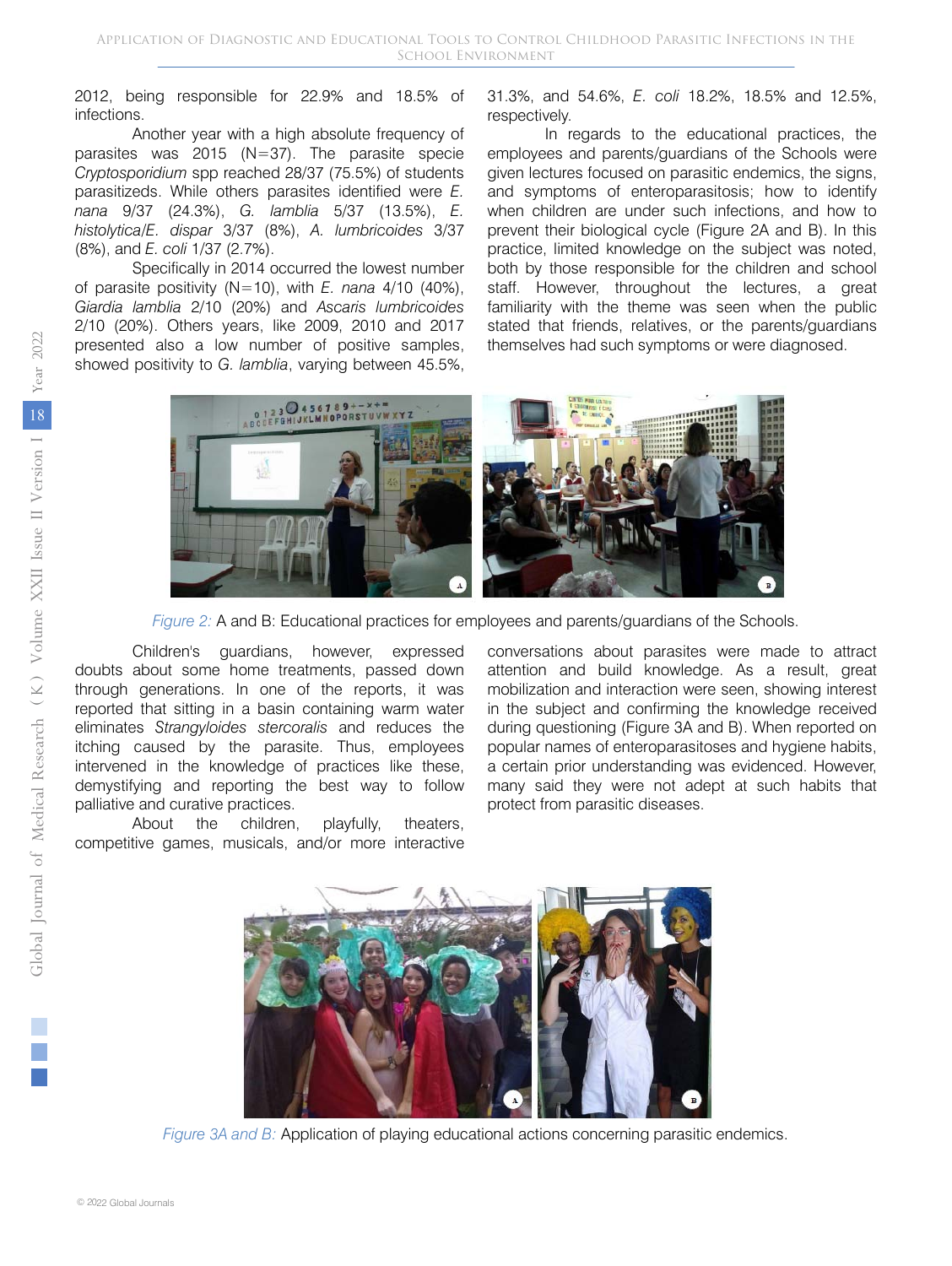2012, being responsible for 22.9% and 18.5% of infections.

Another year with a high absolute frequency of parasites was 2015 (N=37). The parasite specie *Cryptosporidium* spp reached 28/37 (75.5%) of students parasitizeds. While others parasites identified were *E. nana* 9/37 (24.3%), *G. lamblia* 5/37 (13.5%), *E. histolytica/E. dispar* 3/37 (8%), *A. lumbricoides* 3/37 (8%), and *E. coli* 1/37 (2.7%).

Specifically in 2014 occurred the lowest number of parasite positivity (N=10), with *E. nana* 4/10 (40%), *Giardia lamblia* 2/10 (20%) and *Ascaris lumbricoides* 2/10 (20%). Others years, like 2009, 2010 and 2017 presented also a low number of positive samples, showed positivity to *G. lamblia*, varying between 45.5%, 31.3%, and 54.6%, *E. coli* 18.2%, 18.5% and 12.5%, respectively.

In regards to the educational practices, the employees and parents/guardians of the Schools were given lectures focused on parasitic endemics, the signs, and symptoms of enteroparasitosis; how to identify when children are under such infections, and how to prevent their biological cycle (Figure 2A and B). In this practice, limited knowledge on the subject was noted, both by those responsible for the children and school staff. However, throughout the lectures, a great familiarity with the theme was seen when the public stated that friends, relatives, or the parents/guardians themselves had such symptoms or were diagnosed.

*Figure 2:* A and B: Educational practices for employees and parents/guardians of the Schools.

Children's guardians, however, expressed doubts about some home treatments, passed down through generations. In one of the reports, it was reported that sitting in a basin containing warm water eliminates *Strangyloides stercoralis* and reduces the itching caused by the parasite. Thus, employees intervened in the knowledge of practices like these, demystifying and reporting the best way to follow palliative and curative practices.

About the children, playfully, theaters, competitive games, musicals, and/or more interactive conversations about parasites were made to attract attention and build knowledge. As a result, great mobilization and interaction were seen, showing interest in the subject and confirming the knowledge received during questioning (Figure 3A and B). When reported on popular names of enteroparasitoses and hygiene habits, a certain prior understanding was evidenced. However, many said they were not adept at such habits that protect from parasitic diseases.

*Figure 3A and B:* Application of playing educational actions concerning parasitic endemics.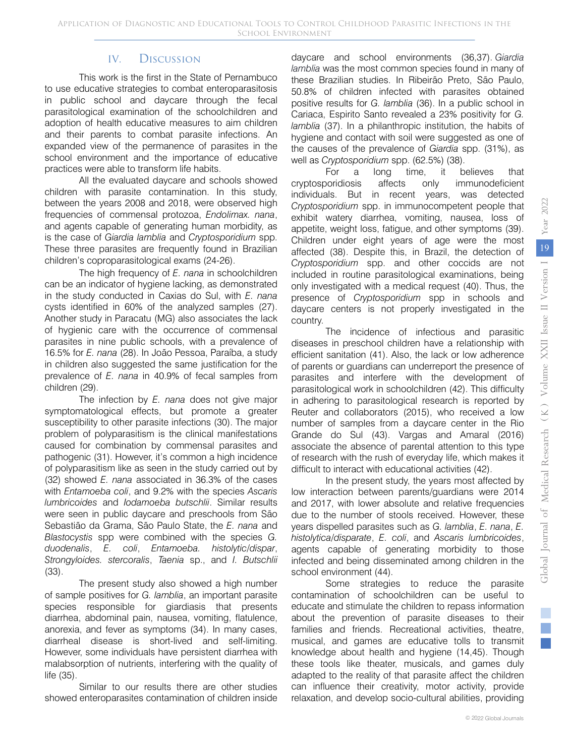## IV. Discussion

This work is the first in the State of Pernambuco to use educative strategies to combat enteroparasitosis in public school and daycare through the fecal parasitological examination of the schoolchildren and adoption of health educative measures to aim children and their parents to combat parasite infections. An expanded view of the permanence of parasites in the school environment and the importance of educative practices were able to transform life habits.

All the evaluated daycare and schools showed children with parasite contamination. In this study, between the years 2008 and 2018, were observed high frequencies of commensal protozoa, *Endolimax. nana*, and agents capable of generating human morbidity, as is the case of *Giardia lamblia* and *Cryptosporidium* spp. These three parasites are frequently found in Brazilian children's coproparasitological exams (24-26).

The high frequency of *E. nana* in schoolchildren can be an indicator of hygiene lacking, as demonstrated in the study conducted in Caxias do Sul, with *E. nana* cysts identified in 60% of the analyzed samples (27). Another study in Paracatu (MG) also associates the lack of hygienic care with the occurrence of commensal parasites in nine public schools, with a prevalence of 16.5% for *E. nana* (28). In João Pessoa, Paraíba, a study in children also suggested the same justification for the prevalence of *E. nana* in 40.9% of fecal samples from children (29).

The infection by *E. nana* does not give major symptomatological effects, but promote a greater susceptibility to other parasite infections (30). The major problem of polyparasitism is the clinical manifestations caused for combination by commensal parasites and pathogenic (31). However, it's common a high incidence of polyparasitism like as seen in the study carried out by (32) showed *E. nana* associated in 36.3% of the cases with *Entamoeba coli*, and 9.2% with the species *Ascaris lumbricoides* and *Iodamoeba butschlii*. Similar results were seen in public daycare and preschools from São Sebastião da Grama, São Paulo State, the *E. nana* and *Blastocystis* spp were combined with the species *G. duodenalis*, *E. coli*, *Entamoeba. histolytic/dispar*, *Strongyloides. stercoralis*, *Taenia* sp., and *I. Butschlii* (33).

The present study also showed a high number of sample positives for *G. lamblia*, an important parasite species responsible for giardiasis that presents diarrhea, abdominal pain, nausea, vomiting, flatulence, anorexia, and fever as symptoms (34). In many cases, diarrheal disease is short-lived and self-limiting. However, some individuals have persistent diarrhea with malabsorption of nutrients, interfering with the quality of life (35).

Similar to our results there are other studies showed enteroparasites contamination of children inside daycare and school environments (36,37). *Giardia lamblia* was the most common species found in many of these Brazilian studies. In Ribeirão Preto, São Paulo, 50.8% of children infected with parasites obtained positive results for *G. lamblia* (36). In a public school in Cariaca, Espirito Santo revealed a 23% positivity for *G. lamblia* (37). In a philanthropic institution, the habits of hygiene and contact with soil were suggested as one of the causes of the prevalence of *Giardia* spp. (31%), as well as *Cryptosporidium* spp. (62.5%) (38).

For a long time, it believes that cryptosporidiosis affects only immunodeficient individuals. But in recent years, was detected *Cryptosporidium* spp. in immunocompetent people that exhibit watery diarrhea, vomiting, nausea, loss of appetite, weight loss, fatigue, and other symptoms (39). Children under eight years of age were the most affected (38). Despite this, in Brazil, the detection of *Cryptosporidium* spp. and other coccids are not included in routine parasitological examinations, being only investigated with a medical request (40). Thus, the presence of *Cryptosporidium* spp in schools and daycare centers is not properly investigated in the country.

The incidence of infectious and parasitic diseases in preschool children have a relationship with efficient sanitation (41). Also, the lack or low adherence of parents or guardians can underreport the presence of parasites and interfere with the development of parasitological work in schoolchildren (42). This difficulty in adhering to parasitological research is reported by Reuter and collaborators (2015), who received a low number of samples from a daycare center in the Rio Grande do Sul (43). Vargas and Amaral (2016) associate the absence of parental attention to this type of research with the rush of everyday life, which makes it difficult to interact with educational activities (42).

In the present study, the years most affected by low interaction between parents/guardians were 2014 and 2017, with lower absolute and relative frequencies due to the number of stools received. However, these years dispelled parasites such as *G. lamblia*, *E. nana*, *E. histolytica/disparate*, *E. coli*, and *Ascaris lumbricoides*, agents capable of generating morbidity to those infected and being disseminated among children in the school environment (44).

Some strategies to reduce the parasite contamination of schoolchildren can be useful to educate and stimulate the children to repass information about the prevention of parasite diseases to their families and friends. Recreational activities, theatre, musical, and games are educative tolls to transmit knowledge about health and hygiene (14,45). Though these tools like theater, musicals, and games duly adapted to the reality of that parasite affect the children can influence their creativity, motor activity, provide relaxation, and develop socio-cultural abilities, providing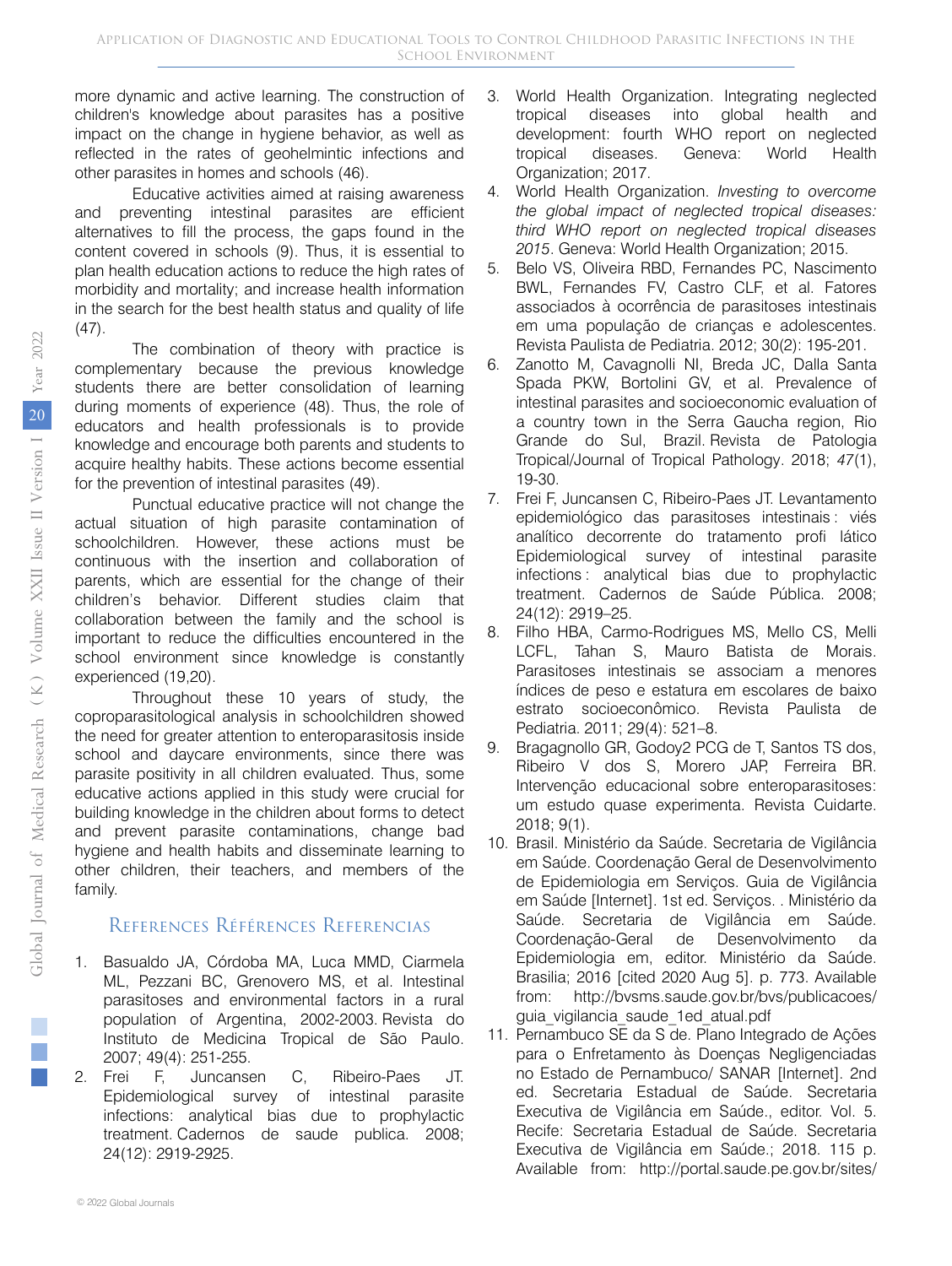more dynamic and active learning. The construction of children's knowledge about parasites has a positive impact on the change in hygiene behavior, as well as reflected in the rates of geohelmintic infections and other parasites in homes and schools (46).

Educative activities aimed at raising awareness and preventing intestinal parasites are efficient alternatives to fill the process, the gaps found in the content covered in schools (9). Thus, it is essential to plan health education actions to reduce the high rates of morbidity and mortality; and increase health information in the search for the best health status and quality of life (47).

The combination of theory with practice is complementary because the previous knowledge students there are better consolidation of learning during moments of experience (48). Thus, the role of educators and health professionals is to provide knowledge and encourage both parents and students to acquire healthy habits. These actions become essential for the prevention of intestinal parasites (49).

Punctual educative practice will not change the actual situation of high parasite contamination of schoolchildren. However, these actions must be continuous with the insertion and collaboration of parents, which are essential for the change of their children's behavior. Different studies claim that collaboration between the family and the school is important to reduce the difficulties encountered in the school environment since knowledge is constantly experienced (19,20).

Throughout these 10 years of study, the coproparasitological analysis in schoolchildren showed the need for greater attention to enteroparasitosis inside school and daycare environments, since there was parasite positivity in all children evaluated. Thus, some educative actions applied in this study were crucial for building knowledge in the children about forms to detect and prevent parasite contaminations, change bad hygiene and health habits and disseminate learning to other children, their teachers, and members of the family.

## References Références Referencias

1. Basualdo JA, Córdoba MA, Luca MMD, Ciarmela ML, Pezzani BC, Grenovero MS, et al. Intestinal parasitoses and environmental factors in a rural population of Argentina, 2002-2003. Revista do Instituto de Medicina Tropical de São Paulo. 2007; 49(4): 251-255.
2. Frei F, Juncansen C, Ribeiro-Paes JT. Epidemiological survey of intestinal parasite infections: analytical bias due to prophylactic treatment. Cadernos de saude publica. 2008; 24(12): 2919-2925.
3. World Health Organization. Integrating neglected tropical diseases into global health and development: fourth WHO report on neglected tropical diseases. Geneva: World Health Organization; 2017.
4. World Health Organization. *Investing to overcome the global impact of neglected tropical diseases: third WHO report on neglected tropical diseases 2015*. Geneva: World Health Organization; 2015.
5. Belo VS, Oliveira RBD, Fernandes PC, Nascimento BWL, Fernandes FV, Castro CLF, et al. Fatores associados à ocorrência de parasitoses intestinais em uma população de crianças e adolescentes. Revista Paulista de Pediatria. 2012; 30(2): 195-201.
6. Zanotto M, Cavagnolli NI, Breda JC, Dalla Santa Spada PKW, Bortolini GV, et al. Prevalence of intestinal parasites and socioeconomic evaluation of a country town in the Serra Gaucha region, Rio Grande do Sul, Brazil. Revista de Patologia Tropical/Journal of Tropical Pathology. 2018; *47*(1), 19-30.
7. Frei F, Juncansen C, Ribeiro-Paes JT. Levantamento epidemiológico das parasitoses intestinais : viés analítico decorrente do tratamento profi lático Epidemiological survey of intestinal parasite infections : analytical bias due to prophylactic treatment. Cadernos de Saúde Pública. 2008; 24(12): 2919–25.
8. Filho HBA, Carmo-Rodrigues MS, Mello CS, Melli LCFL, Tahan S, Mauro Batista de Morais. Parasitoses intestinais se associam a menores índices de peso e estatura em escolares de baixo estrato socioeconômico. Revista Paulista de Pediatria. 2011; 29(4): 521–8.
9. Bragagnollo GR, Godoy2 PCG de T, Santos TS dos, Ribeiro V dos S, Morero JAP, Ferreira BR. Intervenção educacional sobre enteroparasitoses: um estudo quase experimenta. Revista Cuidarte. 2018; 9(1).
10. Brasil. Ministério da Saúde. Secretaria de Vigilância em Saúde. Coordenação Geral de Desenvolvimento de Epidemiologia em Serviços. Guia de Vigilância em Saúde [Internet]. 1st ed. Serviços. . Ministério da Saúde. Secretaria de Vigilância em Saúde. Coordenação-Geral de Desenvolvimento da Epidemiologia em, editor. Ministério da Saúde. Brasilia; 2016 [cited 2020 Aug 5]. p. 773. Available from: http://bvsms.saude.gov.br/bvs/publicacoes/guia_vigilancia_saude_1ed_atual.pdf
11. Pernambuco SE da S de. Plano Integrado de Ações para o Enfretamento às Doenças Negligenciadas no Estado de Pernambuco/ SANAR [Internet]. 2nd ed. Secretaria Estadual de Saúde. Secretaria Executiva de Vigilância em Saúde., editor. Vol. 5. Recife: Secretaria Estadual de Saúde. Secretaria Executiva de Vigilância em Saúde.; 2018. 115 p. Available from: http://portal.saude.pe.gov.br/sites/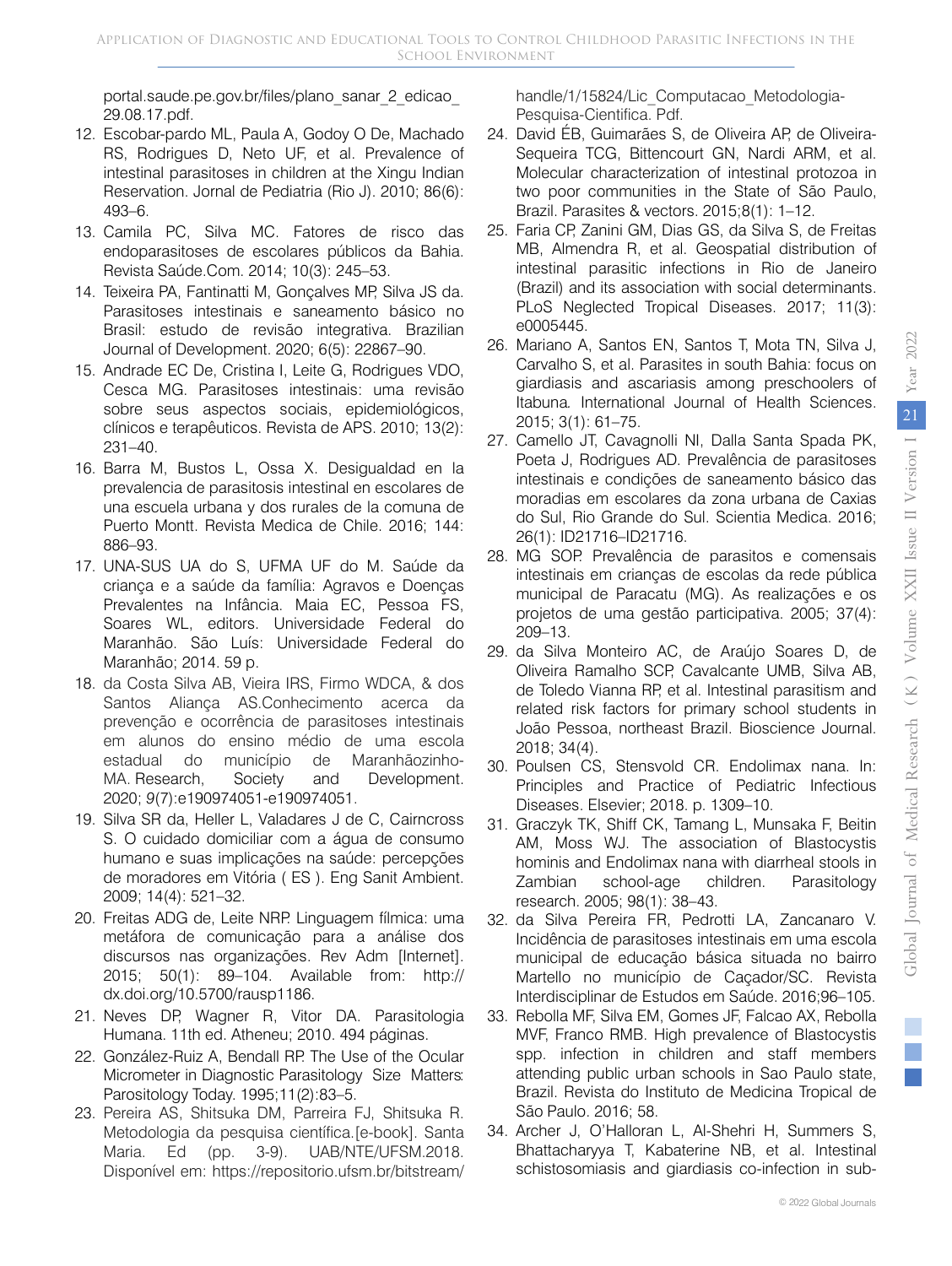portal.saude.pe.gov.br/files/plano_sanar_2_edicao_29.08.17.pdf.

12. Escobar-pardo ML, Paula A, Godoy O De, Machado RS, Rodrigues D, Neto UF, et al. Prevalence of intestinal parasitoses in children at the Xingu Indian Reservation. Jornal de Pediatria (Rio J). 2010; 86(6): 493–6.
13. Camila PC, Silva MC. Fatores de risco das endoparasitoses de escolares públicos da Bahia. Revista Saúde.Com. 2014; 10(3): 245–53.
14. Teixeira PA, Fantinatti M, Gonçalves MP, Silva JS da. Parasitoses intestinais e saneamento básico no Brasil: estudo de revisão integrativa. Brazilian Journal of Development. 2020; 6(5): 22867–90.
15. Andrade EC De, Cristina I, Leite G, Rodrigues VDO, Cesca MG. Parasitoses intestinais: uma revisão sobre seus aspectos sociais, epidemiológicos, clínicos e terapêuticos. Revista de APS. 2010; 13(2): 231–40.
16. Barra M, Bustos L, Ossa X. Desigualdad en la prevalencia de parasitosis intestinal en escolares de una escuela urbana y dos rurales de la comuna de Puerto Montt. Revista Medica de Chile. 2016; 144: 886–93.
17. UNA-SUS UA do S, UFMA UF do M. Saúde da criança e a saúde da família: Agravos e Doenças Prevalentes na Infância. Maia EC, Pessoa FS, Soares WL, editors. Universidade Federal do Maranhão. São Luís: Universidade Federal do Maranhão; 2014. 59 p.
18. da Costa Silva AB, Vieira IRS, Firmo WDCA, & dos Santos Aliança AS.Conhecimento acerca da prevenção e ocorrência de parasitoses intestinais em alunos do ensino médio de uma escola estadual do município de Maranhãozinho-MA. Research, Society and Development. 2020; 9(7):e190974051-e190974051.
19. Silva SR da, Heller L, Valadares J de C, Cairncross S. O cuidado domiciliar com a água de consumo humano e suas implicações na saúde: percepções de moradores em Vitória ( ES ). Eng Sanit Ambient. 2009; 14(4): 521–32.
20. Freitas ADG de, Leite NRP. Linguagem fílmica: uma metáfora de comunicação para a análise dos discursos nas organizações. Rev Adm [Internet]. 2015; 50(1): 89–104. Available from: http://dx.doi.org/10.5700/rausp1186.
21. Neves DP, Wagner R, Vitor DA. Parasitologia Humana. 11th ed. Atheneu; 2010. 494 páginas.
22. González-Ruiz A, Bendall RP. The Use of the Ocular Micrometer in Diagnostic Parasitology Size Matters: Parasitology Today. 1995;11(2):83–5.
23. Pereira AS, Shitsuka DM, Parreira FJ, Shitsuka R. Metodologia da pesquisa científica.[e-book]. Santa Maria. Ed (pp. 3-9). UAB/NTE/UFSM.2018. Disponível em: https://repositorio.ufsm.br/bitstream/handle/1/15824/Lic_Computacao_Metodologia-Pesquisa-Cientifica. Pdf.
24. David ÉB, Guimarães S, de Oliveira AP, de Oliveira-Sequeira TCG, Bittencourt GN, Nardi ARM, et al. Molecular characterization of intestinal protozoa in two poor communities in the State of São Paulo, Brazil. Parasites & vectors. 2015;8(1): 1–12.
25. Faria CP, Zanini GM, Dias GS, da Silva S, de Freitas MB, Almendra R, et al. Geospatial distribution of intestinal parasitic infections in Rio de Janeiro (Brazil) and its association with social determinants. PLoS Neglected Tropical Diseases. 2017; 11(3): e0005445.
26. Mariano A, Santos EN, Santos T, Mota TN, Silva J, Carvalho S, et al. Parasites in south Bahia: focus on giardiasis and ascariasis among preschoolers of Itabuna. International Journal of Health Sciences. 2015; 3(1): 61–75.
27. Camello JT, Cavagnolli NI, Dalla Santa Spada PK, Poeta J, Rodrigues AD. Prevalência de parasitoses intestinais e condições de saneamento básico das moradias em escolares da zona urbana de Caxias do Sul, Rio Grande do Sul. Scientia Medica. 2016; 26(1): ID21716–ID21716.
28. MG SOP. Prevalência de parasitos e comensais intestinais em crianças de escolas da rede pública municipal de Paracatu (MG). As realizações e os projetos de uma gestão participativa. 2005; 37(4): 209–13.
29. da Silva Monteiro AC, de Araújo Soares D, de Oliveira Ramalho SCP, Cavalcante UMB, Silva AB, de Toledo Vianna RP, et al. Intestinal parasitism and related risk factors for primary school students in João Pessoa, northeast Brazil. Bioscience Journal. 2018; 34(4).
30. Poulsen CS, Stensvold CR. Endolimax nana. In: Principles and Practice of Pediatric Infectious Diseases. Elsevier; 2018. p. 1309–10.
31. Graczyk TK, Shiff CK, Tamang L, Munsaka F, Beitin AM, Moss WJ. The association of Blastocystis hominis and Endolimax nana with diarrheal stools in Zambian school-age children. Parasitology research. 2005; 98(1): 38–43.
32. da Silva Pereira FR, Pedrotti LA, Zancanaro V. Incidência de parasitoses intestinais em uma escola municipal de educação básica situada no bairro Martello no município de Caçador/SC. Revista Interdisciplinar de Estudos em Saúde. 2016;96–105.
33. Rebolla MF, Silva EM, Gomes JF, Falcao AX, Rebolla MVF, Franco RMB. High prevalence of Blastocystis spp. infection in children and staff members attending public urban schools in Sao Paulo state, Brazil. Revista do Instituto de Medicina Tropical de São Paulo. 2016; 58.
34. Archer J, O'Halloran L, Al-Shehri H, Summers S, Bhattacharyya T, Kabaterine NB, et al. Intestinal schistosomiasis and giardiasis co-infection in sub-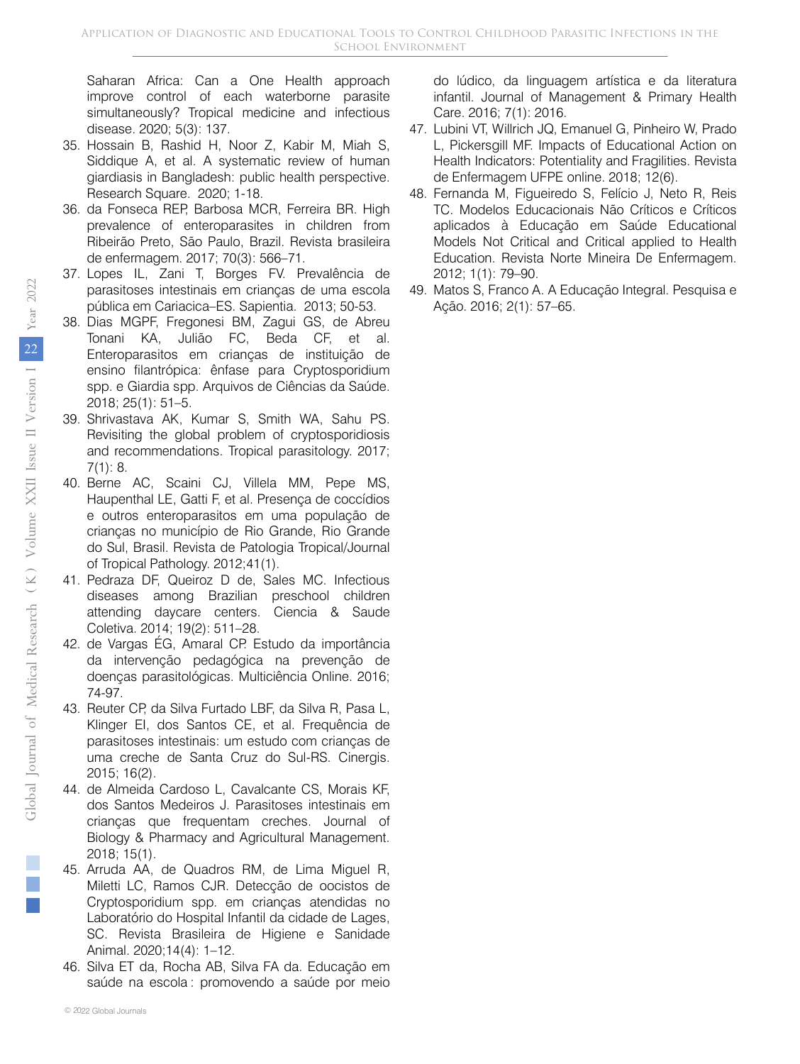Saharan Africa: Can a One Health approach improve control of each waterborne parasite simultaneously? Tropical medicine and infectious disease. 2020; 5(3): 137.

35. Hossain B, Rashid H, Noor Z, Kabir M, Miah S, Siddique A, et al. A systematic review of human giardiasis in Bangladesh: public health perspective. Research Square. 2020; 1-18.
36. da Fonseca REP, Barbosa MCR, Ferreira BR. High prevalence of enteroparasites in children from Ribeirão Preto, São Paulo, Brazil. Revista brasileira de enfermagem. 2017; 70(3): 566–71.
37. Lopes IL, Zani T, Borges FV. Prevalência de parasitoses intestinais em crianças de uma escola pública em Cariacica–ES. Sapientia. 2013; 50-53.
38. Dias MGPF, Fregonesi BM, Zagui GS, de Abreu Tonani KA, Julião FC, Beda CF, et al. Enteroparasitos em crianças de instituição de ensino filantrópica: ênfase para Cryptosporidium spp. e Giardia spp. Arquivos de Ciências da Saúde. 2018; 25(1): 51–5.
39. Shrivastava AK, Kumar S, Smith WA, Sahu PS. Revisiting the global problem of cryptosporidiosis and recommendations. Tropical parasitology. 2017; 7(1): 8.
40. Berne AC, Scaini CJ, Villela MM, Pepe MS, Haupenthal LE, Gatti F, et al. Presença de coccídios e outros enteroparasitos em uma população de crianças no município de Rio Grande, Rio Grande do Sul, Brasil. Revista de Patologia Tropical/Journal of Tropical Pathology. 2012;41(1).
41. Pedraza DF, Queiroz D de, Sales MC. Infectious diseases among Brazilian preschool children attending daycare centers. Ciencia & Saude Coletiva. 2014; 19(2): 511–28.
42. de Vargas ÉG, Amaral CP. Estudo da importância da intervenção pedagógica na prevenção de doenças parasitológicas. Multiciência Online. 2016; 74-97.
43. Reuter CP, da Silva Furtado LBF, da Silva R, Pasa L, Klinger EI, dos Santos CE, et al. Frequência de parasitoses intestinais: um estudo com crianças de uma creche de Santa Cruz do Sul-RS. Cinergis. 2015; 16(2).
44. de Almeida Cardoso L, Cavalcante CS, Morais KF, dos Santos Medeiros J. Parasitoses intestinais em crianças que frequentam creches. Journal of Biology & Pharmacy and Agricultural Management. 2018; 15(1).
45. Arruda AA, de Quadros RM, de Lima Miguel R, Miletti LC, Ramos CJR. Detecção de oocistos de Cryptosporidium spp. em crianças atendidas no Laboratório do Hospital Infantil da cidade de Lages, SC. Revista Brasileira de Higiene e Sanidade Animal. 2020;14(4): 1–12.
46. Silva ET da, Rocha AB, Silva FA da. Educação em saúde na escola : promovendo a saúde por meio do lúdico, da linguagem artística e da literatura infantil. Journal of Management & Primary Health Care. 2016; 7(1): 2016.
47. Lubini VT, Willrich JQ, Emanuel G, Pinheiro W, Prado L, Pickersgill MF. Impacts of Educational Action on Health Indicators: Potentiality and Fragilities. Revista de Enfermagem UFPE online. 2018; 12(6).
48. Fernanda M, Figueiredo S, Felício J, Neto R, Reis TC. Modelos Educacionais Não Críticos e Críticos aplicados à Educação em Saúde Educational Models Not Critical and Critical applied to Health Education. Revista Norte Mineira De Enfermagem. 2012; 1(1): 79–90.
49. Matos S, Franco A. A Educação Integral. Pesquisa e Ação. 2016; 2(1): 57–65.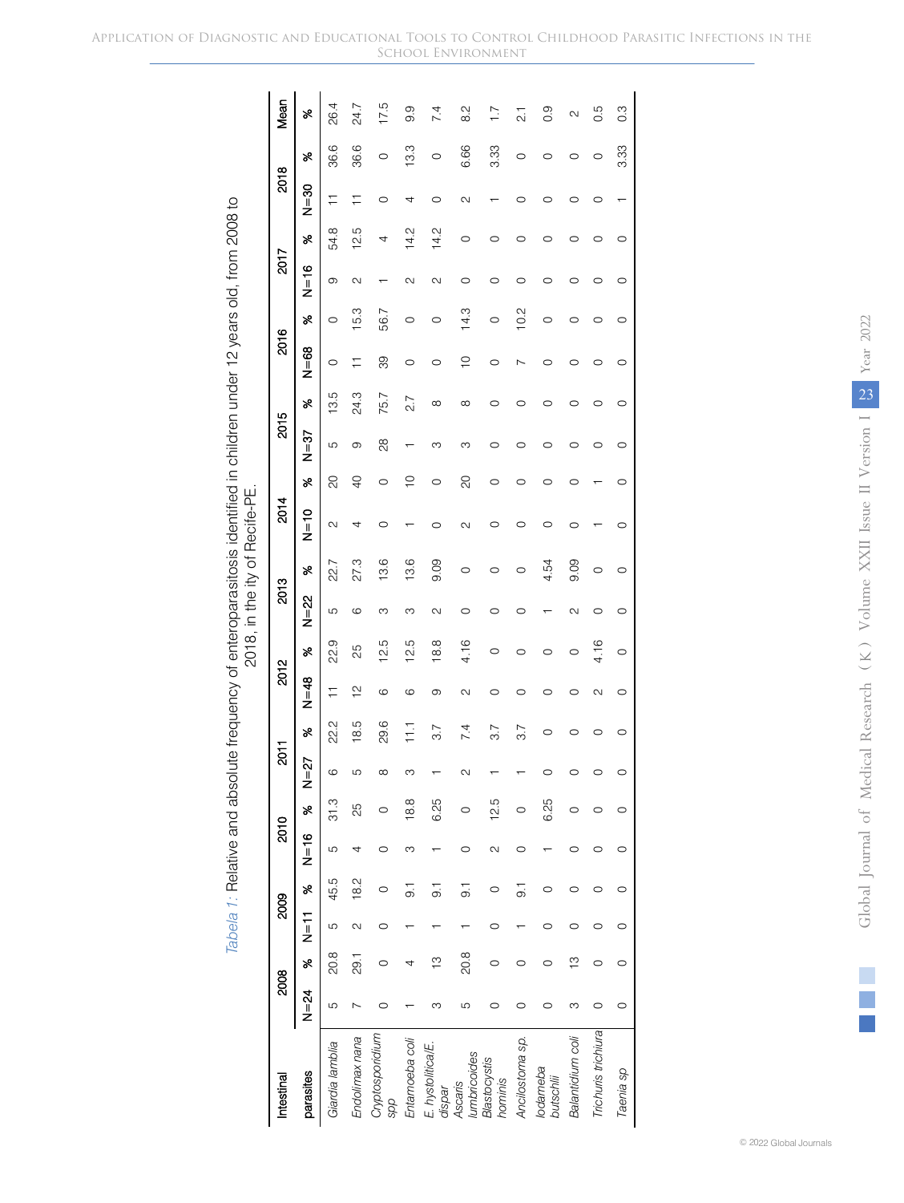*Tabela 1:* Relative and absolute frequency of enteroparasitosis identified in children under 12 years old, from 2008 to 2018, in the ity of Recife-PE.

| Intestinal | 2008 | | 2009 | | 2010 | | 2011 | | 2012 | | 2013 | | 2014 | | 2015 | | 2016 | | 2017 | | 2018 | | Mean |
|---|---|---|---|---|---|---|---|---|---|---|---|---|---|---|---|---|---|---|---|---|---|---|---|
| parasites | N=24 | % | N=11 | % | N=16 | % | N=27 | % | N=48 | % | N=22 | % | N=10 | % | N=37 | % | N=68 | % | N=16 | % | N=30 | % | % |
| *Giardia lamblia* | 5 | 20.8 | 5 | 45.5 | 5 | 31.3 | 6 | 22.2 | 11 | 22.9 | 5 | 22.7 | 2 | 20 | 5 | 13.5 | 0 | 0 | 9 | 54.8 | 11 | 36.6 | 26.4 |
| *Endolimax nana* | 7 | 29.1 | 2 | 18.2 | 4 | 25 | 5 | 18.5 | 12 | 25 | 6 | 27.3 | 4 | 40 | 9 | 24.3 | 11 | 15.3 | 2 | 12.5 | 11 | 36.6 | 24.7 |
| *Cryptosporidium spp* | 0 | 0 | 0 | 0 | 0 | 0 | 8 | 29.6 | 6 | 12.5 | 3 | 13.6 | 0 | 0 | 28 | 75.7 | 39 | 56.7 | 1 | 4 | 0 | 0 | 17.5 |
| *Entamoeba coli* | 1 | 4 | 1 | 9.1 | 3 | 18.8 | 3 | 11.1 | 6 | 12.5 | 3 | 13.6 | 1 | 10 | 1 | 2.7 | 0 | 0 | 2 | 14.2 | 4 | 13.3 | 9.9 |
| *E. hystolitica/E. dispar* | 3 | 13 | 1 | 9.1 | 1 | 6.25 | 1 | 3.7 | 9 | 18.8 | 2 | 9.09 | 0 | 0 | 3 | 8 | 0 | 0 | 2 | 14.2 | 0 | 0 | 7.4 |
| *Ascaris lumbricoides* | 5 | 20.8 | 1 | 9.1 | 0 | 0 | 2 | 7.4 | 2 | 4.16 | 0 | 0 | 2 | 20 | 3 | 8 | 10 | 14.3 | 0 | 0 | 2 | 6.66 | 8.2 |
| *Blastocystis hominis* | 0 | 0 | 0 | 0 | 2 | 12.5 | 1 | 3.7 | 0 | 0 | 0 | 0 | 0 | 0 | 0 | 0 | 0 | 0 | 0 | 0 | 1 | 3.33 | 1.7 |
| *Ancilostoma sp.* | 0 | 0 | 1 | 9.1 | 0 | 0 | 1 | 3.7 | 0 | 0 | 0 | 0 | 0 | 0 | 0 | 0 | 7 | 10.2 | 0 | 0 | 0 | 0 | 2.1 |
| *Iodameba butschlii* | 0 | 0 | 0 | 0 | 1 | 6.25 | 0 | 0 | 0 | 0 | 1 | 4.54 | 0 | 0 | 0 | 0 | 0 | 0 | 0 | 0 | 0 | 0 | 0.9 |
| *Balantidium coli* | 3 | 13 | 0 | 0 | 0 | 0 | 0 | 0 | 0 | 0 | 2 | 9.09 | 0 | 0 | 0 | 0 | 0 | 0 | 0 | 0 | 0 | 0 | 2 |
| *Trichuris trichiura* | 0 | 0 | 0 | 0 | 0 | 0 | 0 | 0 | 2 | 4.16 | 0 | 0 | 1 | 1 | 0 | 0 | 0 | 0 | 0 | 0 | 0 | 0 | 0.5 |
| *Taenia sp* | 0 | 0 | 0 | 0 | 0 | 0 | 0 | 0 | 0 | 0 | 0 | 0 | 0 | 0 | 0 | 0 | 0 | 0 | 0 | 0 | 1 | 3.33 | 0.3 |